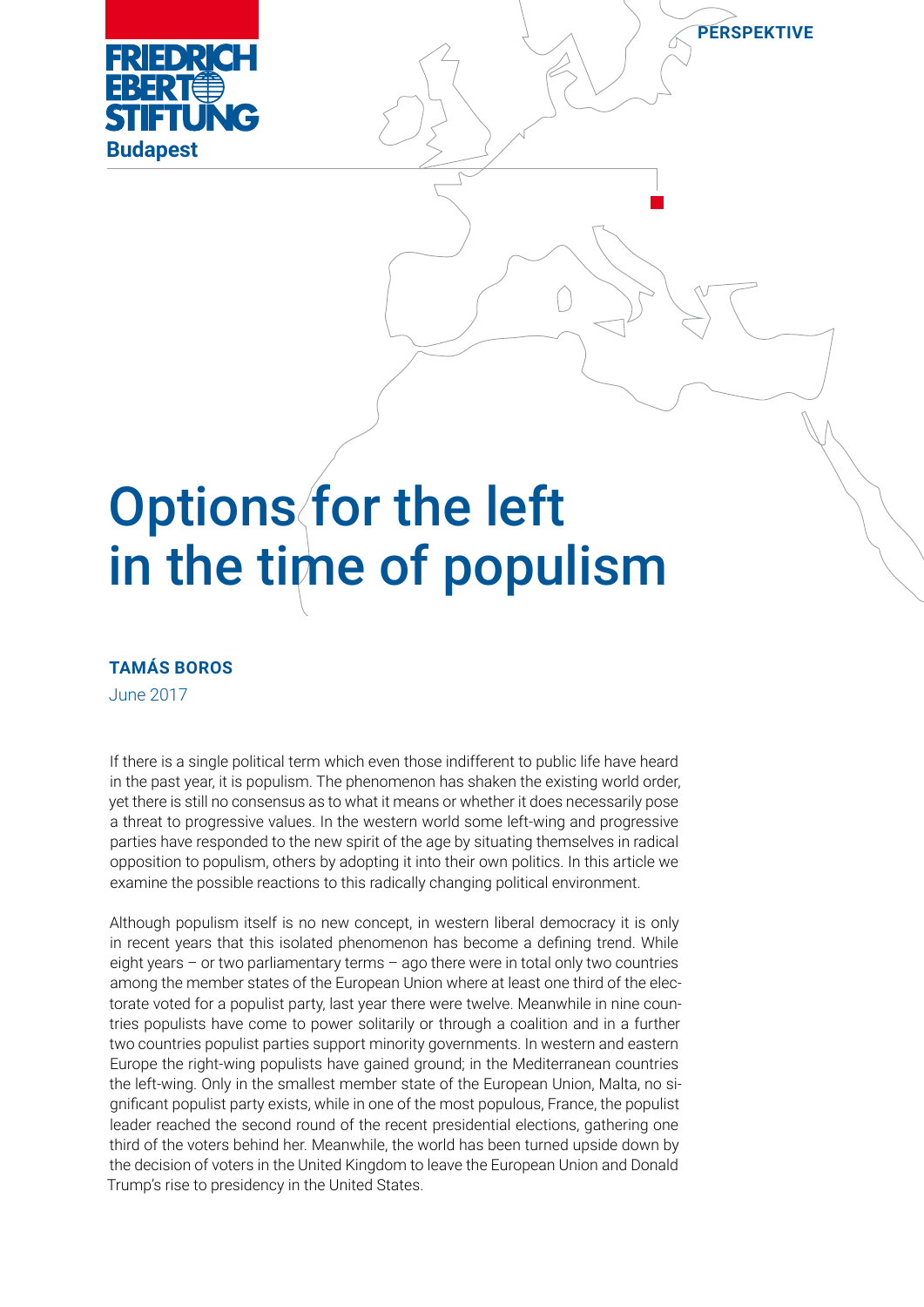FRIEDRICH EBERT STIFTUNG
Budapest

PERSPEKTIVE

# Options for the left in the time of populism

**TAMÁS BOROS**

June 2017

If there is a single political term which even those indifferent to public life have heard in the past year, it is populism. The phenomenon has shaken the existing world order, yet there is still no consensus as to what it means or whether it does necessarily pose a threat to progressive values. In the western world some left-wing and progressive parties have responded to the new spirit of the age by situating themselves in radical opposition to populism, others by adopting it into their own politics. In this article we examine the possible reactions to this radically changing political environment.

Although populism itself is no new concept, in western liberal democracy it is only in recent years that this isolated phenomenon has become a defining trend. While eight years – or two parliamentary terms – ago there were in total only two countries among the member states of the European Union where at least one third of the electorate voted for a populist party, last year there were twelve. Meanwhile in nine countries populists have come to power solitarily or through a coalition and in a further two countries populist parties support minority governments. In western and eastern Europe the right-wing populists have gained ground; in the Mediterranean countries the left-wing. Only in the smallest member state of the European Union, Malta, no significant populist party exists, while in one of the most populous, France, the populist leader reached the second round of the recent presidential elections, gathering one third of the voters behind her. Meanwhile, the world has been turned upside down by the decision of voters in the United Kingdom to leave the European Union and Donald Trump's rise to presidency in the United States.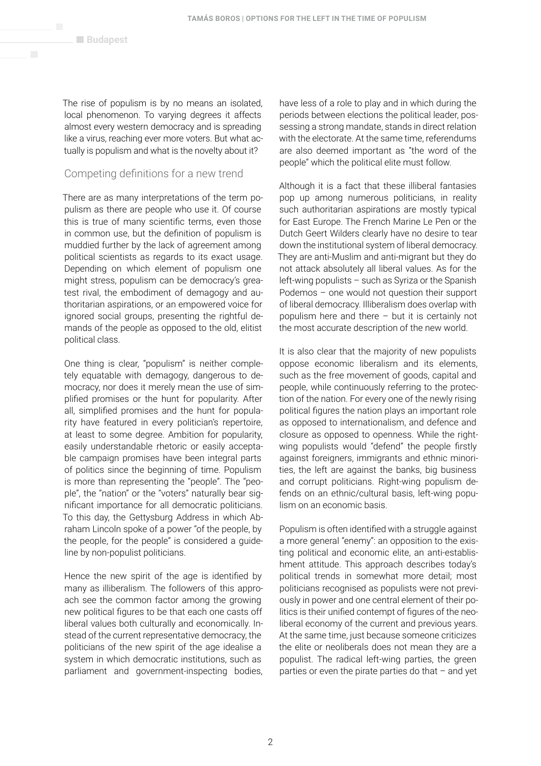The rise of populism is by no means an isolated, local phenomenon. To varying degrees it affects almost every western democracy and is spreading like a virus, reaching ever more voters. But what actually is populism and what is the novelty about it?

## Competing definitions for a new trend

There are as many interpretations of the term populism as there are people who use it. Of course this is true of many scientific terms, even those in common use, but the definition of populism is muddied further by the lack of agreement among political scientists as regards to its exact usage. Depending on which element of populism one might stress, populism can be democracy's greatest rival, the embodiment of demagogy and authoritarian aspirations, or an empowered voice for ignored social groups, presenting the rightful demands of the people as opposed to the old, elitist political class.

One thing is clear, "populism" is neither completely equatable with demagogy, dangerous to democracy, nor does it merely mean the use of simplified promises or the hunt for popularity. After all, simplified promises and the hunt for popularity have featured in every politician's repertoire, at least to some degree. Ambition for popularity, easily understandable rhetoric or easily acceptable campaign promises have been integral parts of politics since the beginning of time. Populism is more than representing the "people". The "people", the "nation" or the "voters" naturally bear significant importance for all democratic politicians. To this day, the Gettysburg Address in which Abraham Lincoln spoke of a power "of the people, by the people, for the people" is considered a guideline by non-populist politicians.

Hence the new spirit of the age is identified by many as illiberalism. The followers of this approach see the common factor among the growing new political figures to be that each one casts off liberal values both culturally and economically. Instead of the current representative democracy, the politicians of the new spirit of the age idealise a system in which democratic institutions, such as parliament and government-inspecting bodies, have less of a role to play and in which during the periods between elections the political leader, possessing a strong mandate, stands in direct relation with the electorate. At the same time, referendums are also deemed important as "the word of the people" which the political elite must follow.

Although it is a fact that these illiberal fantasies pop up among numerous politicians, in reality such authoritarian aspirations are mostly typical for East Europe. The French Marine Le Pen or the Dutch Geert Wilders clearly have no desire to tear down the institutional system of liberal democracy. They are anti-Muslim and anti-migrant but they do not attack absolutely all liberal values. As for the left-wing populists – such as Syriza or the Spanish Podemos – one would not question their support of liberal democracy. Illiberalism does overlap with populism here and there – but it is certainly not the most accurate description of the new world.

It is also clear that the majority of new populists oppose economic liberalism and its elements, such as the free movement of goods, capital and people, while continuously referring to the protection of the nation. For every one of the newly rising political figures the nation plays an important role as opposed to internationalism, and defence and closure as opposed to openness. While the right-wing populists would "defend" the people firstly against foreigners, immigrants and ethnic minorities, the left are against the banks, big business and corrupt politicians. Right-wing populism defends on an ethnic/cultural basis, left-wing populism on an economic basis.

Populism is often identified with a struggle against a more general "enemy": an opposition to the existing political and economic elite, an anti-establishment attitude. This approach describes today's political trends in somewhat more detail; most politicians recognised as populists were not previously in power and one central element of their politics is their unified contempt of figures of the neoliberal economy of the current and previous years. At the same time, just because someone criticizes the elite or neoliberals does not mean they are a populist. The radical left-wing parties, the green parties or even the pirate parties do that – and yet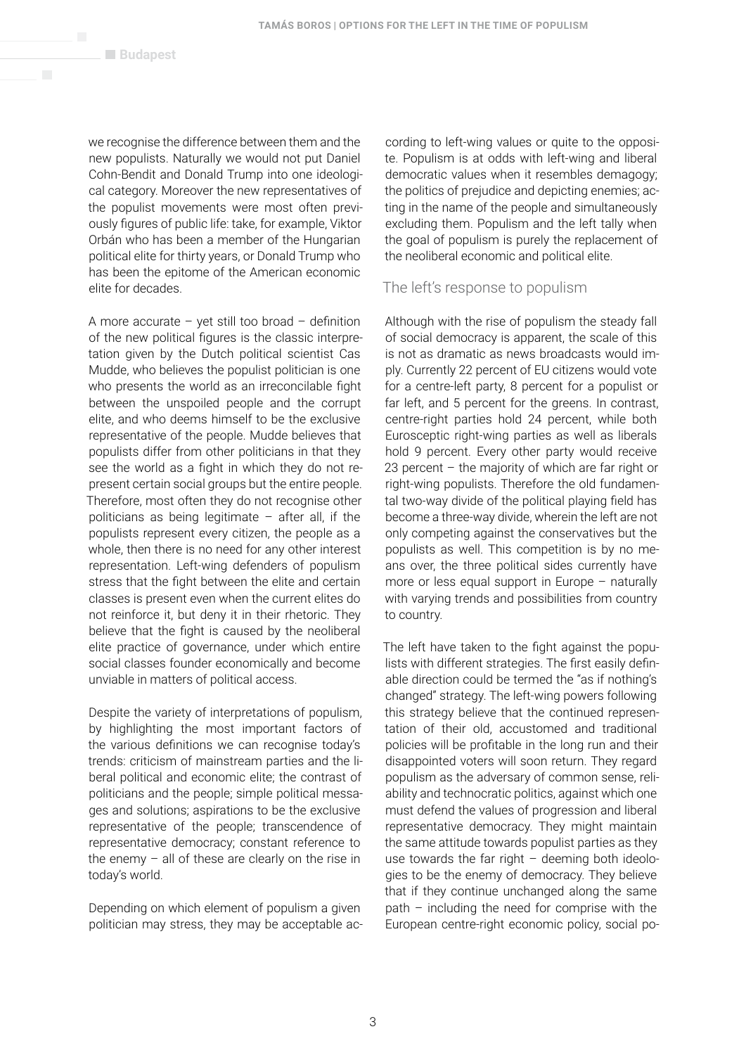we recognise the difference between them and the new populists. Naturally we would not put Daniel Cohn-Bendit and Donald Trump into one ideological category. Moreover the new representatives of the populist movements were most often previously figures of public life: take, for example, Viktor Orbán who has been a member of the Hungarian political elite for thirty years, or Donald Trump who has been the epitome of the American economic elite for decades.

A more accurate – yet still too broad – definition of the new political figures is the classic interpretation given by the Dutch political scientist Cas Mudde, who believes the populist politician is one who presents the world as an irreconcilable fight between the unspoiled people and the corrupt elite, and who deems himself to be the exclusive representative of the people. Mudde believes that populists differ from other politicians in that they see the world as a fight in which they do not represent certain social groups but the entire people. Therefore, most often they do not recognise other politicians as being legitimate – after all, if the populists represent every citizen, the people as a whole, then there is no need for any other interest representation. Left-wing defenders of populism stress that the fight between the elite and certain classes is present even when the current elites do not reinforce it, but deny it in their rhetoric. They believe that the fight is caused by the neoliberal elite practice of governance, under which entire social classes founder economically and become unviable in matters of political access.

Despite the variety of interpretations of populism, by highlighting the most important factors of the various definitions we can recognise today's trends: criticism of mainstream parties and the liberal political and economic elite; the contrast of politicians and the people; simple political messages and solutions; aspirations to be the exclusive representative of the people; transcendence of representative democracy; constant reference to the enemy – all of these are clearly on the rise in today's world.

Depending on which element of populism a given politician may stress, they may be acceptable according to left-wing values or quite to the opposite. Populism is at odds with left-wing and liberal democratic values when it resembles demagogy; the politics of prejudice and depicting enemies; acting in the name of the people and simultaneously excluding them. Populism and the left tally when the goal of populism is purely the replacement of the neoliberal economic and political elite.

## The left's response to populism

Although with the rise of populism the steady fall of social democracy is apparent, the scale of this is not as dramatic as news broadcasts would imply. Currently 22 percent of EU citizens would vote for a centre-left party, 8 percent for a populist or far left, and 5 percent for the greens. In contrast, centre-right parties hold 24 percent, while both Eurosceptic right-wing parties as well as liberals hold 9 percent. Every other party would receive 23 percent – the majority of which are far right or right-wing populists. Therefore the old fundamental two-way divide of the political playing field has become a three-way divide, wherein the left are not only competing against the conservatives but the populists as well. This competition is by no means over, the three political sides currently have more or less equal support in Europe – naturally with varying trends and possibilities from country to country.

The left have taken to the fight against the populists with different strategies. The first easily definable direction could be termed the "as if nothing's changed" strategy. The left-wing powers following this strategy believe that the continued representation of their old, accustomed and traditional policies will be profitable in the long run and their disappointed voters will soon return. They regard populism as the adversary of common sense, reliability and technocratic politics, against which one must defend the values of progression and liberal representative democracy. They might maintain the same attitude towards populist parties as they use towards the far right – deeming both ideologies to be the enemy of democracy. They believe that if they continue unchanged along the same path – including the need for comprise with the European centre-right economic policy, social po-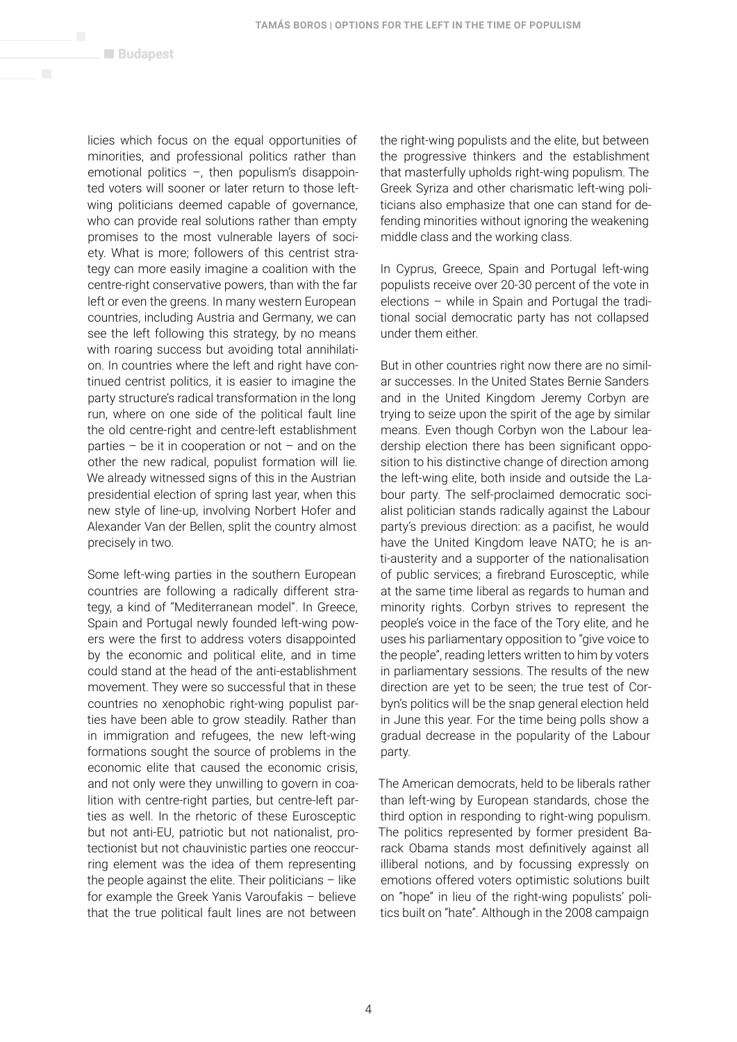licies which focus on the equal opportunities of minorities, and professional politics rather than emotional politics –, then populism's disappointed voters will sooner or later return to those left-wing politicians deemed capable of governance, who can provide real solutions rather than empty promises to the most vulnerable layers of society. What is more; followers of this centrist strategy can more easily imagine a coalition with the centre-right conservative powers, than with the far left or even the greens. In many western European countries, including Austria and Germany, we can see the left following this strategy, by no means with roaring success but avoiding total annihilation. In countries where the left and right have continued centrist politics, it is easier to imagine the party structure's radical transformation in the long run, where on one side of the political fault line the old centre-right and centre-left establishment parties – be it in cooperation or not – and on the other the new radical, populist formation will lie. We already witnessed signs of this in the Austrian presidential election of spring last year, when this new style of line-up, involving Norbert Hofer and Alexander Van der Bellen, split the country almost precisely in two.

Some left-wing parties in the southern European countries are following a radically different strategy, a kind of "Mediterranean model". In Greece, Spain and Portugal newly founded left-wing powers were the first to address voters disappointed by the economic and political elite, and in time could stand at the head of the anti-establishment movement. They were so successful that in these countries no xenophobic right-wing populist parties have been able to grow steadily. Rather than in immigration and refugees, the new left-wing formations sought the source of problems in the economic elite that caused the economic crisis, and not only were they unwilling to govern in coalition with centre-right parties, but centre-left parties as well. In the rhetoric of these Eurosceptic but not anti-EU, patriotic but not nationalist, protectionist but not chauvinistic parties one reoccurring element was the idea of them representing the people against the elite. Their politicians – like for example the Greek Yanis Varoufakis – believe that the true political fault lines are not between the right-wing populists and the elite, but between the progressive thinkers and the establishment that masterfully upholds right-wing populism. The Greek Syriza and other charismatic left-wing politicians also emphasize that one can stand for defending minorities without ignoring the weakening middle class and the working class.

In Cyprus, Greece, Spain and Portugal left-wing populists receive over 20-30 percent of the vote in elections – while in Spain and Portugal the traditional social democratic party has not collapsed under them either.

But in other countries right now there are no similar successes. In the United States Bernie Sanders and in the United Kingdom Jeremy Corbyn are trying to seize upon the spirit of the age by similar means. Even though Corbyn won the Labour leadership election there has been significant opposition to his distinctive change of direction among the left-wing elite, both inside and outside the Labour party. The self-proclaimed democratic socialist politician stands radically against the Labour party's previous direction: as a pacifist, he would have the United Kingdom leave NATO; he is anti-austerity and a supporter of the nationalisation of public services; a firebrand Eurosceptic, while at the same time liberal as regards to human and minority rights. Corbyn strives to represent the people's voice in the face of the Tory elite, and he uses his parliamentary opposition to "give voice to the people", reading letters written to him by voters in parliamentary sessions. The results of the new direction are yet to be seen; the true test of Corbyn's politics will be the snap general election held in June this year. For the time being polls show a gradual decrease in the popularity of the Labour party.

The American democrats, held to be liberals rather than left-wing by European standards, chose the third option in responding to right-wing populism. The politics represented by former president Barack Obama stands most definitively against all illiberal notions, and by focussing expressly on emotions offered voters optimistic solutions built on "hope" in lieu of the right-wing populists' politics built on "hate". Although in the 2008 campaign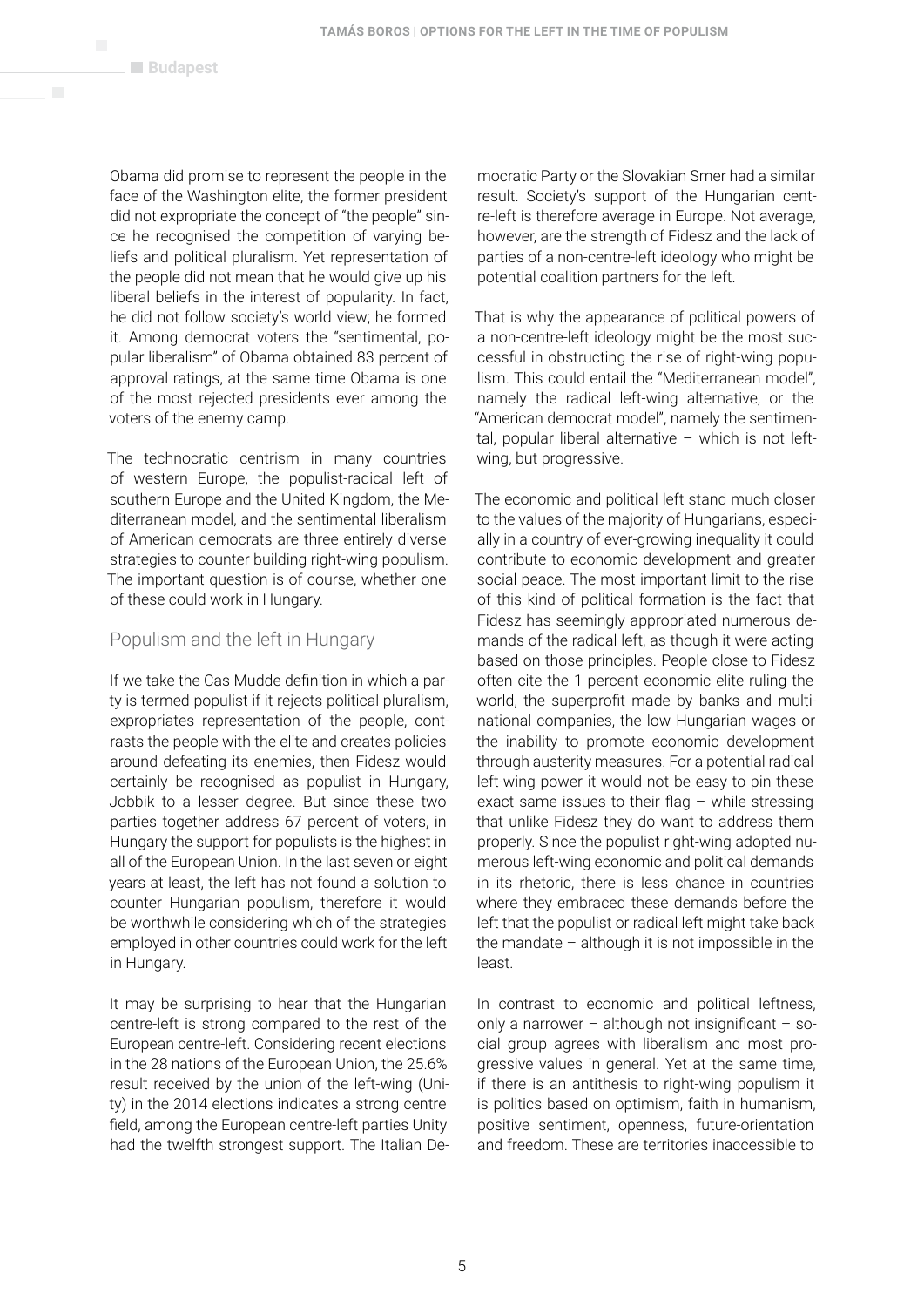Obama did promise to represent the people in the face of the Washington elite, the former president did not expropriate the concept of "the people" since he recognised the competition of varying beliefs and political pluralism. Yet representation of the people did not mean that he would give up his liberal beliefs in the interest of popularity. In fact, he did not follow society's world view; he formed it. Among democrat voters the "sentimental, popular liberalism" of Obama obtained 83 percent of approval ratings, at the same time Obama is one of the most rejected presidents ever among the voters of the enemy camp.

The technocratic centrism in many countries of western Europe, the populist-radical left of southern Europe and the United Kingdom, the Mediterranean model, and the sentimental liberalism of American democrats are three entirely diverse strategies to counter building right-wing populism. The important question is of course, whether one of these could work in Hungary.

## Populism and the left in Hungary

If we take the Cas Mudde definition in which a party is termed populist if it rejects political pluralism, expropriates representation of the people, contrasts the people with the elite and creates policies around defeating its enemies, then Fidesz would certainly be recognised as populist in Hungary, Jobbik to a lesser degree. But since these two parties together address 67 percent of voters, in Hungary the support for populists is the highest in all of the European Union. In the last seven or eight years at least, the left has not found a solution to counter Hungarian populism, therefore it would be worthwhile considering which of the strategies employed in other countries could work for the left in Hungary.

It may be surprising to hear that the Hungarian centre-left is strong compared to the rest of the European centre-left. Considering recent elections in the 28 nations of the European Union, the 25.6% result received by the union of the left-wing (Unity) in the 2014 elections indicates a strong centre field, among the European centre-left parties Unity had the twelfth strongest support. The Italian Democratic Party or the Slovakian Smer had a similar result. Society's support of the Hungarian centre-left is therefore average in Europe. Not average, however, are the strength of Fidesz and the lack of parties of a non-centre-left ideology who might be potential coalition partners for the left.

That is why the appearance of political powers of a non-centre-left ideology might be the most successful in obstructing the rise of right-wing populism. This could entail the "Mediterranean model", namely the radical left-wing alternative, or the "American democrat model", namely the sentimental, popular liberal alternative – which is not left-wing, but progressive.

The economic and political left stand much closer to the values of the majority of Hungarians, especially in a country of ever-growing inequality it could contribute to economic development and greater social peace. The most important limit to the rise of this kind of political formation is the fact that Fidesz has seemingly appropriated numerous demands of the radical left, as though it were acting based on those principles. People close to Fidesz often cite the 1 percent economic elite ruling the world, the superprofit made by banks and multinational companies, the low Hungarian wages or the inability to promote economic development through austerity measures. For a potential radical left-wing power it would not be easy to pin these exact same issues to their flag – while stressing that unlike Fidesz they do want to address them properly. Since the populist right-wing adopted numerous left-wing economic and political demands in its rhetoric, there is less chance in countries where they embraced these demands before the left that the populist or radical left might take back the mandate – although it is not impossible in the least.

In contrast to economic and political leftness, only a narrower – although not insignificant – social group agrees with liberalism and most progressive values in general. Yet at the same time, if there is an antithesis to right-wing populism it is politics based on optimism, faith in humanism, positive sentiment, openness, future-orientation and freedom. These are territories inaccessible to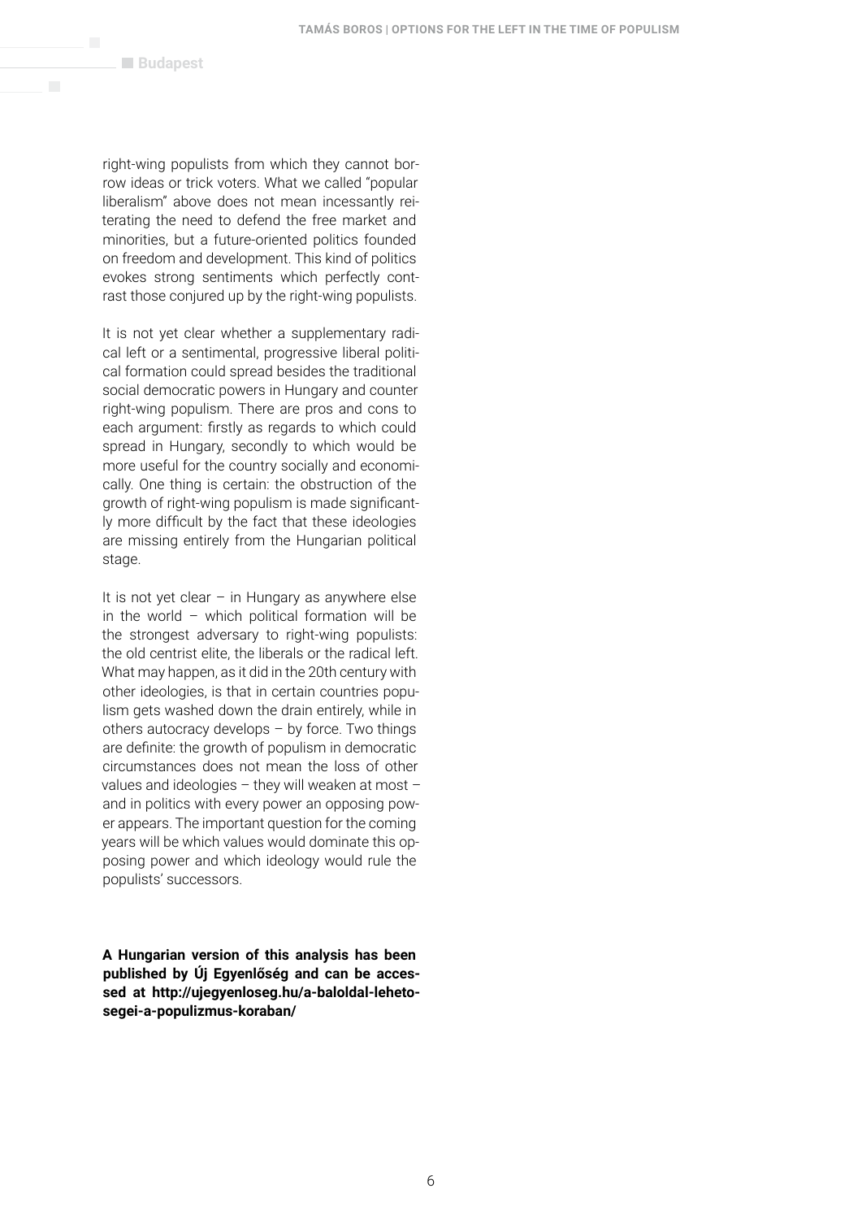right-wing populists from which they cannot borrow ideas or trick voters. What we called "popular liberalism" above does not mean incessantly reiterating the need to defend the free market and minorities, but a future-oriented politics founded on freedom and development. This kind of politics evokes strong sentiments which perfectly contrast those conjured up by the right-wing populists.

It is not yet clear whether a supplementary radical left or a sentimental, progressive liberal political formation could spread besides the traditional social democratic powers in Hungary and counter right-wing populism. There are pros and cons to each argument: firstly as regards to which could spread in Hungary, secondly to which would be more useful for the country socially and economically. One thing is certain: the obstruction of the growth of right-wing populism is made significantly more difficult by the fact that these ideologies are missing entirely from the Hungarian political stage.

It is not yet clear – in Hungary as anywhere else in the world – which political formation will be the strongest adversary to right-wing populists: the old centrist elite, the liberals or the radical left. What may happen, as it did in the 20th century with other ideologies, is that in certain countries populism gets washed down the drain entirely, while in others autocracy develops – by force. Two things are definite: the growth of populism in democratic circumstances does not mean the loss of other values and ideologies – they will weaken at most – and in politics with every power an opposing power appears. The important question for the coming years will be which values would dominate this opposing power and which ideology would rule the populists' successors.

**A Hungarian version of this analysis has been published by Új Egyenlőség and can be accessed at http://ujegyenloseg.hu/a-baloldal-lehetosegei-a-populizmus-koraban/**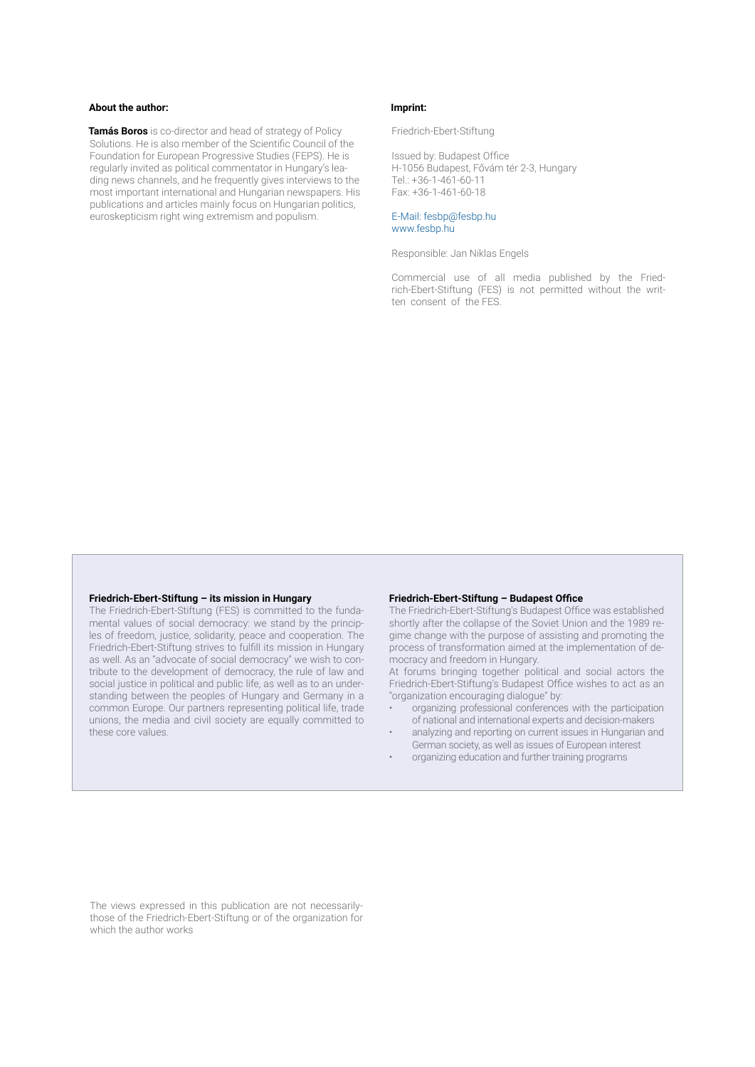**About the author:**

**Tamás Boros** is co-director and head of strategy of Policy Solutions. He is also member of the Scientific Council of the Foundation for European Progressive Studies (FEPS). He is regularly invited as political commentator in Hungary's leading news channels, and he frequently gives interviews to the most important international and Hungarian newspapers. His publications and articles mainly focus on Hungarian politics, euroskepticism right wing extremism and populism.

**Imprint:**

Friedrich-Ebert-Stiftung

Issued by: Budapest Office
H-1056 Budapest, Fővám tér 2-3, Hungary
Tel.: +36-1-461-60-11
Fax: +36-1-461-60-18

E-Mail: fesbp@fesbp.hu
www.fesbp.hu

Responsible: Jan Niklas Engels

Commercial use of all media published by the Friedrich-Ebert-Stiftung (FES) is not permitted without the written consent of the FES.

**Friedrich-Ebert-Stiftung – its mission in Hungary**

The Friedrich-Ebert-Stiftung (FES) is committed to the fundamental values of social democracy: we stand by the principles of freedom, justice, solidarity, peace and cooperation. The Friedrich-Ebert-Stiftung strives to fulfill its mission in Hungary as well. As an "advocate of social democracy" we wish to contribute to the development of democracy, the rule of law and social justice in political and public life, as well as to an understanding between the peoples of Hungary and Germany in a common Europe. Our partners representing political life, trade unions, the media and civil society are equally committed to these core values.

**Friedrich-Ebert-Stiftung – Budapest Office**

The Friedrich-Ebert-Stiftung's Budapest Office was established shortly after the collapse of the Soviet Union and the 1989 regime change with the purpose of assisting and promoting the process of transformation aimed at the implementation of democracy and freedom in Hungary.

At forums bringing together political and social actors the Friedrich-Ebert-Stiftung's Budapest Office wishes to act as an "organization encouraging dialogue" by:

- organizing professional conferences with the participation of national and international experts and decision-makers
- analyzing and reporting on current issues in Hungarian and German society, as well as issues of European interest
- organizing education and further training programs

The views expressed in this publication are not necessarily those of the Friedrich-Ebert-Stiftung or of the organization for which the author works